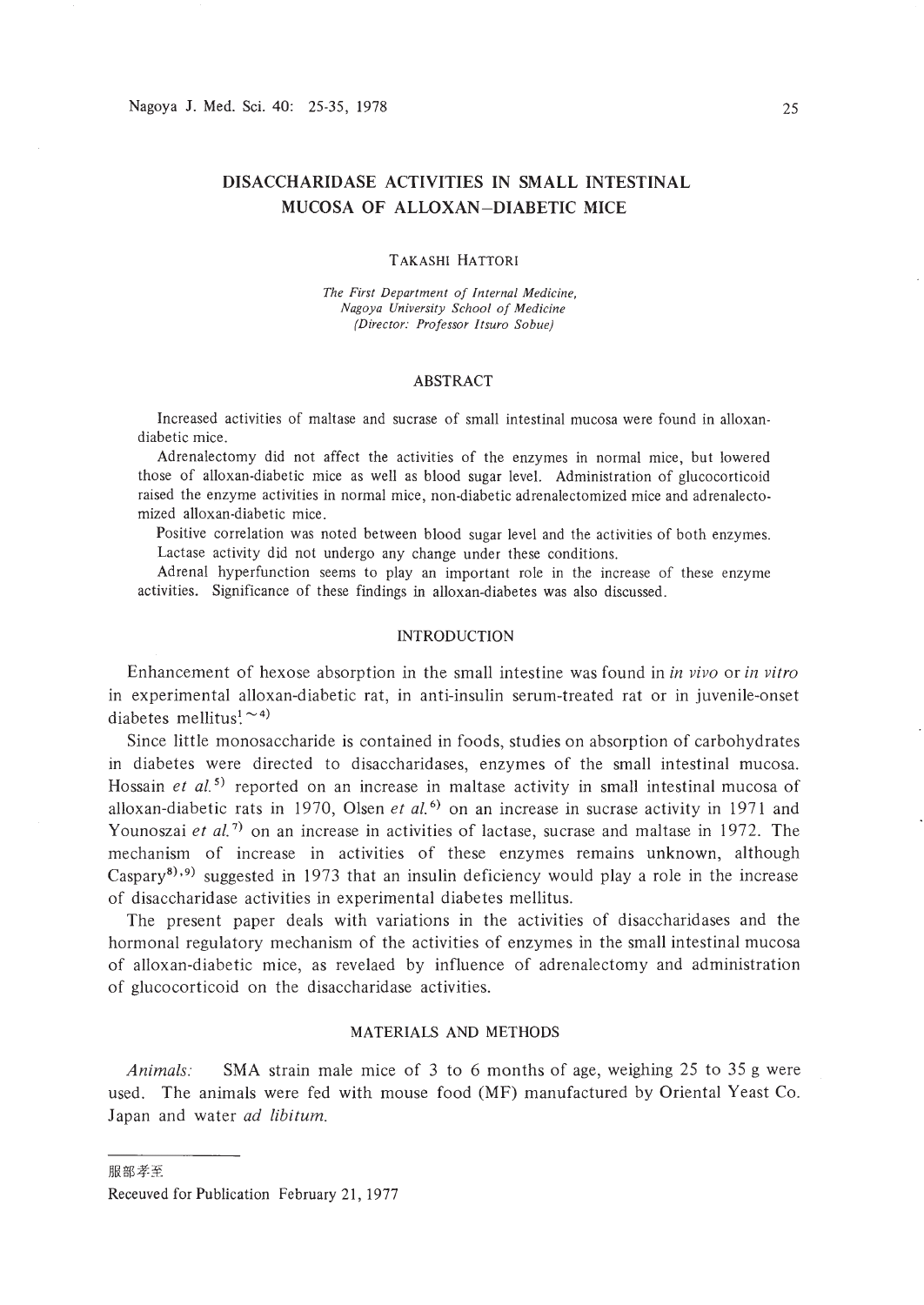# DISACCHARIDASE ACTIVITIES IN SMALL INTESTINAL MUCOSA OF ALLOXAN–DIABETIC MICE

TAKASHI HATTORI

*The First Department of Internal Medicine, Nagoya University School of Medicine (Director: Professor Itsuro Sobue)*

## ABSTRACT

Increased activities of maltase and sucrase of small intestinal mucosa were found in alloxan-diabetic mice.

Adrenalectomy did not affect the activities of the enzymes in normal mice, but lowered those of alloxan-diabetic mice as well as blood sugar level. Administration of glucocorticoid raised the enzyme activities in normal mice, non-diabetic adrenalectomized mice and adrenalectomized alloxan-diabetic mice.

Positive correlation was noted between blood sugar level and the activities of both enzymes. Lactase activity did not undergo any change under these conditions.

Adrenal hyperfunction seems to play an important role in the increase of these enzyme activities. Significance of these findings in alloxan-diabetes was also discussed.

## INTRODUCTION

Enhancement of hexose absorption in the small intestine was found in *in vivo* or *in vitro* in experimental alloxan-diabetic rat, in anti-insulin serum-treated rat or in juvenile-onset diabetes mellitus[1~4]

Since little monosaccharide is contained in foods, studies on absorption of carbohydrates in diabetes were directed to disaccharidases, enzymes of the small intestinal mucosa. Hossain *et al.*[5] reported on an increase in maltase activity in small intestinal mucosa of alloxan-diabetic rats in 1970, Olsen *et al.*[6] on an increase in sucrase activity in 1971 and Younoszai *et al.*[7] on an increase in activities of lactase, sucrase and maltase in 1972. The mechanism of increase in activities of these enzymes remains unknown, although Caspary[8),9] suggested in 1973 that an insulin deficiency would play a role in the increase of disaccharidase activities in experimental diabetes mellitus.

The present paper deals with variations in the activities of disaccharidases and the hormonal regulatory mechanism of the activities of enzymes in the small intestinal mucosa of alloxan-diabetic mice, as revelaed by influence of adrenalectomy and administration of glucocorticoid on the disaccharidase activities.

## MATERIALS AND METHODS

*Animals:* SMA strain male mice of 3 to 6 months of age, weighing 25 to 35 g were used. The animals were fed with mouse food (MF) manufactured by Oriental Yeast Co. Japan and water *ad libitum*.

---

服部孝至

Receuved for Publication February 21, 1977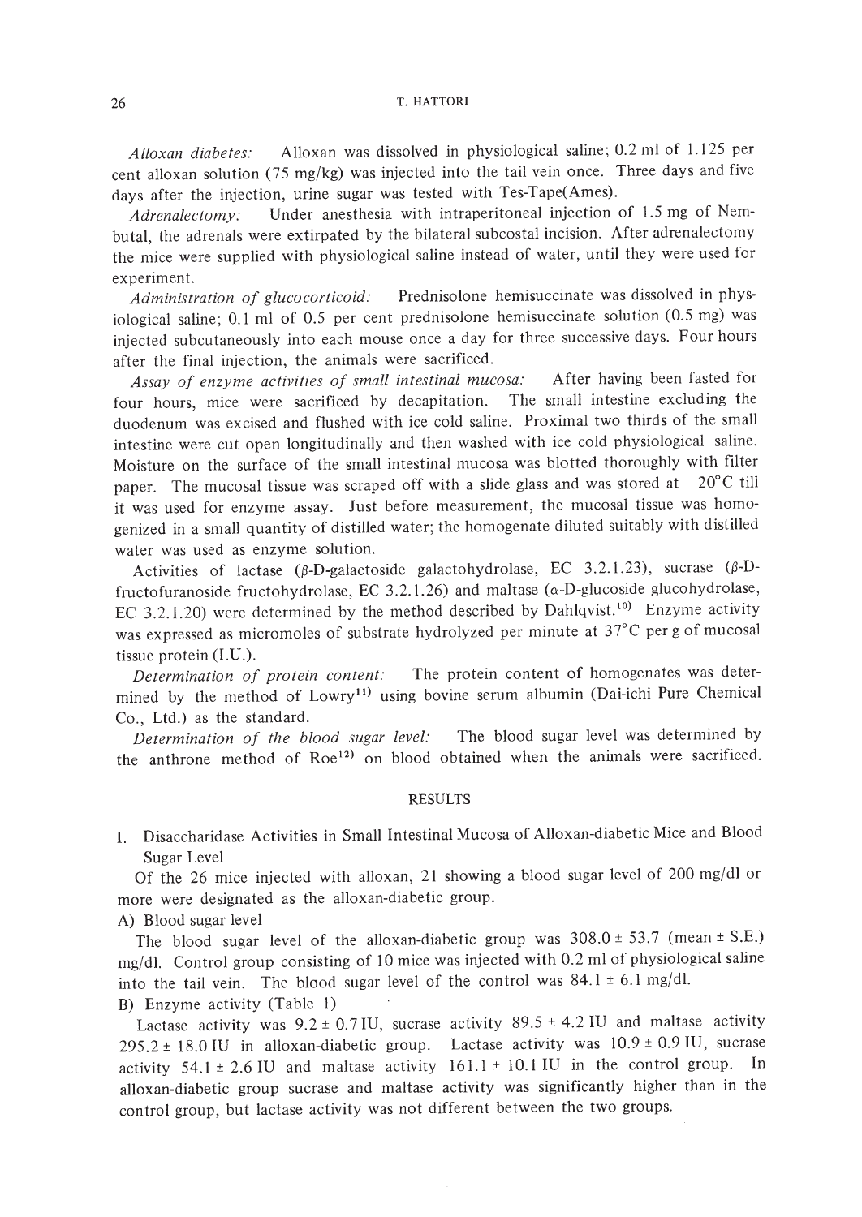*Alloxan diabetes:* Alloxan was dissolved in physiological saline; 0.2 ml of 1.125 per cent alloxan solution (75 mg/kg) was injected into the tail vein once. Three days and five days after the injection, urine sugar was tested with Tes-Tape(Ames).

*Adrenalectomy:* Under anesthesia with intraperitoneal injection of 1.5 mg of Nembutal, the adrenals were extirpated by the bilateral subcostal incision. After adrenalectomy the mice were supplied with physiological saline instead of water, until they were used for experiment.

*Administration of glucocorticoid:* Prednisolone hemisuccinate was dissolved in physiological saline; 0.1 ml of 0.5 per cent prednisolone hemisuccinate solution (0.5 mg) was injected subcutaneously into each mouse once a day for three successive days. Four hours after the final injection, the animals were sacrificed.

*Assay of enzyme activities of small intestinal mucosa:* After having been fasted for four hours, mice were sacrificed by decapitation. The small intestine excluding the duodenum was excised and flushed with ice cold saline. Proximal two thirds of the small intestine were cut open longitudinally and then washed with ice cold physiological saline. Moisture on the surface of the small intestinal mucosa was blotted thoroughly with filter paper. The mucosal tissue was scraped off with a slide glass and was stored at $-20°C$ till it was used for enzyme assay. Just before measurement, the mucosal tissue was homogenized in a small quantity of distilled water; the homogenate diluted suitably with distilled water was used as enzyme solution.

Activities of lactase ($\beta$-D-galactoside galactohydrolase, EC 3.2.1.23), sucrase ($\beta$-D-fructofuranoside fructohydrolase, EC 3.2.1.26) and maltase ($\alpha$-D-glucoside glucohydrolase, EC 3.2.1.20) were determined by the method described by Dahlqvist.[10] Enzyme activity was expressed as micromoles of substrate hydrolyzed per minute at 37°C per g of mucosal tissue protein (I.U.).

*Determination of protein content:* The protein content of homogenates was determined by the method of Lowry[11] using bovine serum albumin (Dai-ichi Pure Chemical Co., Ltd.) as the standard.

*Determination of the blood sugar level:* The blood sugar level was determined by the anthrone method of Roe[12] on blood obtained when the animals were sacrificed.

## RESULTS

### I. Disaccharidase Activities in Small Intestinal Mucosa of Alloxan-diabetic Mice and Blood Sugar Level

Of the 26 mice injected with alloxan, 21 showing a blood sugar level of 200 mg/dl or more were designated as the alloxan-diabetic group.

A) Blood sugar level

The blood sugar level of the alloxan-diabetic group was $308.0 \pm 53.7$ (mean $\pm$ S.E.) mg/dl. Control group consisting of 10 mice was injected with 0.2 ml of physiological saline into the tail vein. The blood sugar level of the control was $84.1 \pm 6.1$ mg/dl.

B) Enzyme activity (Table 1)

Lactase activity was $9.2 \pm 0.7$ IU, sucrase activity $89.5 \pm 4.2$ IU and maltase activity $295.2 \pm 18.0$ IU in alloxan-diabetic group. Lactase activity was $10.9 \pm 0.9$ IU, sucrase activity $54.1 \pm 2.6$ IU and maltase activity $161.1 \pm 10.1$ IU in the control group. In alloxan-diabetic group sucrase and maltase activity was significantly higher than in the control group, but lactase activity was not different between the two groups.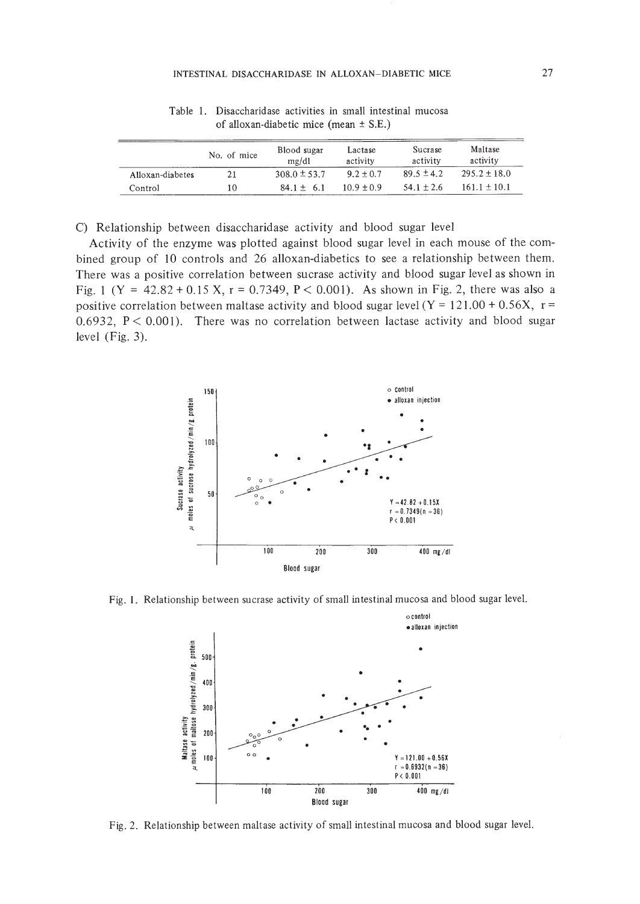Table 1. Disaccharidase activities in small intestinal mucosa of alloxan-diabetic mice (mean ± S.E.)

| | No. of mice | Blood sugar mg/dl | Lactase activity | Sucrase activity | Maltase activity |
|---|---|---|---|---|---|
| Alloxan-diabetes | 21 | 308.0 ± 53.7 | 9.2 ± 0.7 | 89.5 ± 4.2 | 295.2 ± 18.0 |
| Control | 10 | 84.1 ± 6.1 | 10.9 ± 0.9 | 54.1 ± 2.6 | 161.1 ± 10.1 |

C) Relationship between disaccharidase activity and blood sugar level

Activity of the enzyme was plotted against blood sugar level in each mouse of the combined group of 10 controls and 26 alloxan-diabetics to see a relationship between them. There was a positive correlation between sucrase activity and blood sugar level as shown in Fig. 1 ($Y = 42.82 + 0.15\,X$, $r = 0.7349$, $P < 0.001$). As shown in Fig. 2, there was also a positive correlation between maltase activity and blood sugar level ($Y = 121.00 + 0.56X$, $r = 0.6932$, $P < 0.001$). There was no correlation between lactase activity and blood sugar level (Fig. 3).

Fig. 1. Relationship between sucrase activity of small intestinal mucosa and blood sugar level.

Fig. 2. Relationship between maltase activity of small intestinal mucosa and blood sugar level.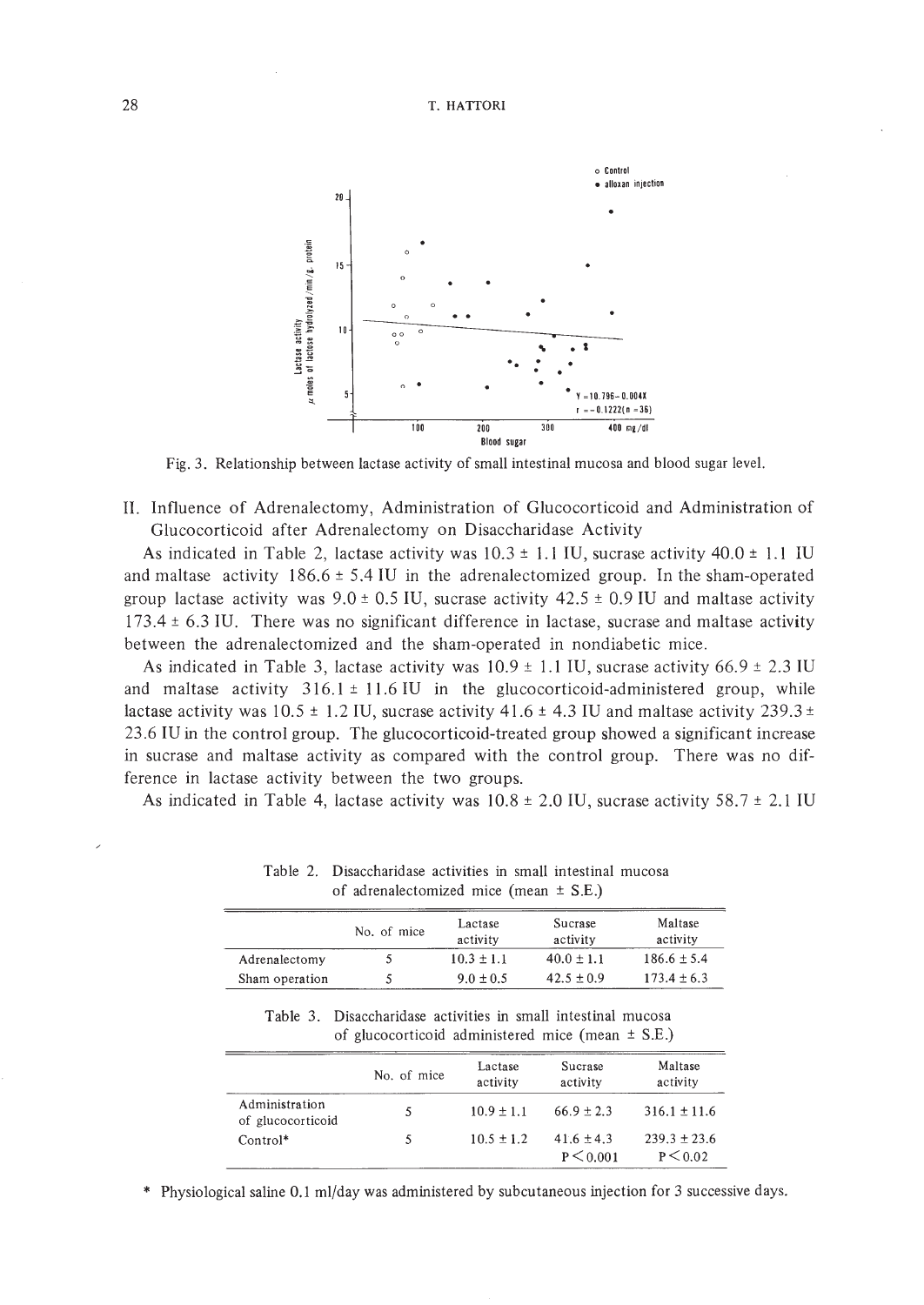Fig. 3. Relationship between lactase activity of small intestinal mucosa and blood sugar level.

II. Influence of Adrenalectomy, Administration of Glucocorticoid and Administration of Glucocorticoid after Adrenalectomy on Disaccharidase Activity

As indicated in Table 2, lactase activity was 10.3 ± 1.1 IU, sucrase activity 40.0 ± 1.1 IU and maltase activity 186.6 ± 5.4 IU in the adrenalectomized group. In the sham-operated group lactase activity was 9.0 ± 0.5 IU, sucrase activity 42.5 ± 0.9 IU and maltase activity 173.4 ± 6.3 IU. There was no significant difference in lactase, sucrase and maltase activity between the adrenalectomized and the sham-operated in nondiabetic mice.

As indicated in Table 3, lactase activity was 10.9 ± 1.1 IU, sucrase activity 66.9 ± 2.3 IU and maltase activity 316.1 ± 11.6 IU in the glucocorticoid-administered group, while lactase activity was 10.5 ± 1.2 IU, sucrase activity 41.6 ± 4.3 IU and maltase activity 239.3 ± 23.6 IU in the control group. The glucocorticoid-treated group showed a significant increase in sucrase and maltase activity as compared with the control group. There was no difference in lactase activity between the two groups.

As indicated in Table 4, lactase activity was 10.8 ± 2.0 IU, sucrase activity 58.7 ± 2.1 IU

Table 2. Disaccharidase activities in small intestinal mucosa of adrenalectomized mice (mean ± S.E.)

| | No. of mice | Lactase activity | Sucrase activity | Maltase activity |
|---|---|---|---|---|
| Adrenalectomy | 5 | 10.3 ± 1.1 | 40.0 ± 1.1 | 186.6 ± 5.4 |
| Sham operation | 5 | 9.0 ± 0.5 | 42.5 ± 0.9 | 173.4 ± 6.3 |

Table 3. Disaccharidase activities in small intestinal mucosa of glucocorticoid administered mice (mean ± S.E.)

| | No. of mice | Lactase activity | Sucrase activity | Maltase activity |
|---|---|---|---|---|
| Administration of glucocorticoid | 5 | 10.9 ± 1.1 | 66.9 ± 2.3 | 316.1 ± 11.6 |
| Control* | 5 | 10.5 ± 1.2 | 41.6 ± 4.3<br>$P < 0.001$ | 239.3 ± 23.6<br>$P < 0.02$ |

\* Physiological saline 0.1 ml/day was administered by subcutaneous injection for 3 successive days.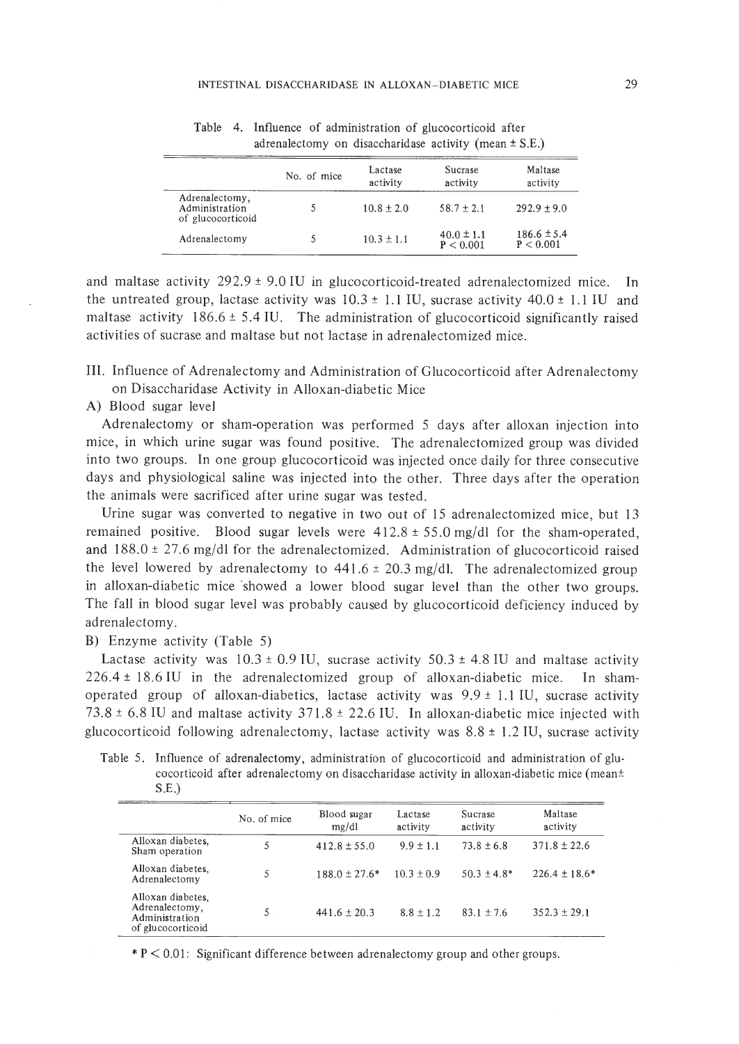Table 4. Influence of administration of glucocorticoid after adrenalectomy on disaccharidase activity (mean ± S.E.)

| | No. of mice | Lactase activity | Sucrase activity | Maltase activity |
|---|---|---|---|---|
| Adrenalectomy, Administration of glucocorticoid | 5 | 10.8 ± 2.0 | 58.7 ± 2.1 | 292.9 ± 9.0 |
| Adrenalectomy | 5 | 10.3 ± 1.1 | 40.0 ± 1.1 $P < 0.001$ | 186.6 ± 5.4 $P < 0.001$ |

and maltase activity 292.9 ± 9.0 IU in glucocorticoid-treated adrenalectomized mice. In the untreated group, lactase activity was 10.3 ± 1.1 IU, sucrase activity 40.0 ± 1.1 IU and maltase activity 186.6 ± 5.4 IU. The administration of glucocorticoid significantly raised activities of sucrase and maltase but not lactase in adrenalectomized mice.

## III. Influence of Adrenalectomy and Administration of Glucocorticoid after Adrenalectomy on Disaccharidase Activity in Alloxan-diabetic Mice

### A) Blood sugar level

Adrenalectomy or sham-operation was performed 5 days after alloxan injection into mice, in which urine sugar was found positive. The adrenalectomized group was divided into two groups. In one group glucocorticoid was injected once daily for three consecutive days and physiological saline was injected into the other. Three days after the operation the animals were sacrificed after urine sugar was tested.

Urine sugar was converted to negative in two out of 15 adrenalectomized mice, but 13 remained positive. Blood sugar levels were 412.8 ± 55.0 mg/dl for the sham-operated, and 188.0 ± 27.6 mg/dl for the adrenalectomized. Administration of glucocorticoid raised the level lowered by adrenalectomy to 441.6 ± 20.3 mg/dl. The adrenalectomized group in alloxan-diabetic mice showed a lower blood sugar level than the other two groups. The fall in blood sugar level was probably caused by glucocorticoid deficiency induced by adrenalectomy.

### B) Enzyme activity (Table 5)

Lactase activity was 10.3 ± 0.9 IU, sucrase activity 50.3 ± 4.8 IU and maltase activity 226.4 ± 18.6 IU in the adrenalectomized group of alloxan-diabetic mice. In sham-operated group of alloxan-diabetics, lactase activity was 9.9 ± 1.1 IU, sucrase activity 73.8 ± 6.8 IU and maltase activity 371.8 ± 22.6 IU. In alloxan-diabetic mice injected with glucocorticoid following adrenalectomy, lactase activity was 8.8 ± 1.2 IU, sucrase activity

Table 5. Influence of adrenalectomy, administration of glucocorticoid and administration of glucocorticoid after adrenalectomy on disaccharidase activity in alloxan-diabetic mice (mean± S.E.)

| | No. of mice | Blood sugar mg/dl | Lactase activity | Sucrase activity | Maltase activity |
|---|---|---|---|---|---|
| Alloxan diabetes, Sham operation | 5 | 412.8 ± 55.0 | 9.9 ± 1.1 | 73.8 ± 6.8 | 371.8 ± 22.6 |
| Alloxan diabetes, Adrenalectomy | 5 | 188.0 ± 27.6* | 10.3 ± 0.9 | 50.3 ± 4.8* | 226.4 ± 18.6* |
| Alloxan diabetes, Adrenalectomy, Administration of glucocorticoid | 5 | 441.6 ± 20.3 | 8.8 ± 1.2 | 83.1 ± 7.6 | 352.3 ± 29.1 |

* $P < 0.01$: Significant difference between adrenalectomy group and other groups.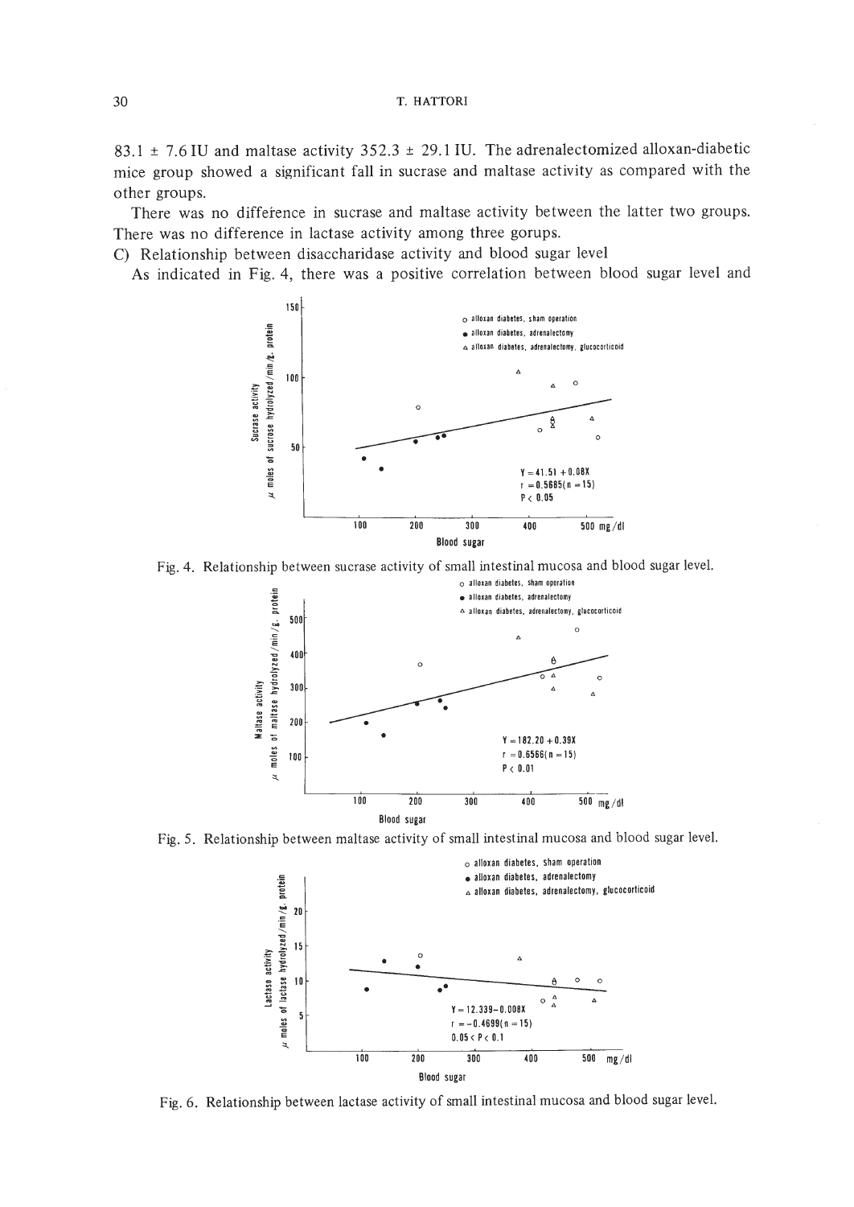83.1 ± 7.6 IU and maltase activity 352.3 ± 29.1 IU. The adrenalectomized alloxan-diabetic mice group showed a significant fall in sucrase and maltase activity as compared with the other groups.

There was no difference in sucrase and maltase activity between the latter two groups. There was no difference in lactase activity among three gorups.

C) Relationship between disaccharidase activity and blood sugar level

As indicated in Fig. 4, there was a positive correlation between blood sugar level and

Fig. 4. Relationship between sucrase activity of small intestinal mucosa and blood sugar level.

Fig. 5. Relationship between maltase activity of small intestinal mucosa and blood sugar level.

Fig. 6. Relationship between lactase activity of small intestinal mucosa and blood sugar level.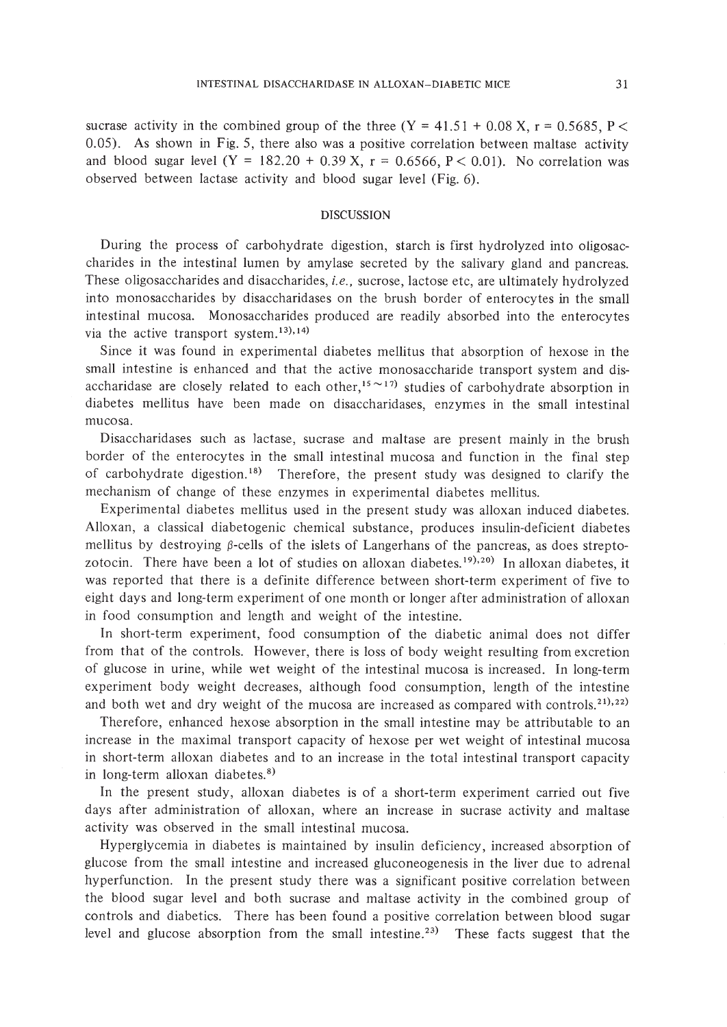sucrase activity in the combined group of the three ($Y = 41.51 + 0.08\,X$, $r = 0.5685$, $P < 0.05$). As shown in Fig. 5, there also was a positive correlation between maltase activity and blood sugar level ($Y = 182.20 + 0.39\,X$, $r = 0.6566$, $P < 0.01$). No correlation was observed between lactase activity and blood sugar level (Fig. 6).

## DISCUSSION

During the process of carbohydrate digestion, starch is first hydrolyzed into oligosaccharides in the intestinal lumen by amylase secreted by the salivary gland and pancreas. These oligosaccharides and disaccharides, *i.e.*, sucrose, lactose etc, are ultimately hydrolyzed into monosaccharides by disaccharidases on the brush border of enterocytes in the small intestinal mucosa. Monosaccharides produced are readily absorbed into the enterocytes via the active transport system.[13),14)]

Since it was found in experimental diabetes mellitus that absorption of hexose in the small intestine is enhanced and that the active monosaccharide transport system and disaccharidase are closely related to each other,[15~17)] studies of carbohydrate absorption in diabetes mellitus have been made on disaccharidases, enzymes in the small intestinal mucosa.

Disaccharidases such as lactase, sucrase and maltase are present mainly in the brush border of the enterocytes in the small intestinal mucosa and function in the final step of carbohydrate digestion.[18)] Therefore, the present study was designed to clarify the mechanism of change of these enzymes in experimental diabetes mellitus.

Experimental diabetes mellitus used in the present study was alloxan induced diabetes. Alloxan, a classical diabetogenic chemical substance, produces insulin-deficient diabetes mellitus by destroying $\beta$-cells of the islets of Langerhans of the pancreas, as does streptozotocin. There have been a lot of studies on alloxan diabetes.[19),20)] In alloxan diabetes, it was reported that there is a definite difference between short-term experiment of five to eight days and long-term experiment of one month or longer after administration of alloxan in food consumption and length and weight of the intestine.

In short-term experiment, food consumption of the diabetic animal does not differ from that of the controls. However, there is loss of body weight resulting from excretion of glucose in urine, while wet weight of the intestinal mucosa is increased. In long-term experiment body weight decreases, although food consumption, length of the intestine and both wet and dry weight of the mucosa are increased as compared with controls.[21),22)]

Therefore, enhanced hexose absorption in the small intestine may be attributable to an increase in the maximal transport capacity of hexose per wet weight of intestinal mucosa in short-term alloxan diabetes and to an increase in the total intestinal transport capacity in long-term alloxan diabetes.[8)]

In the present study, alloxan diabetes is of a short-term experiment carried out five days after administration of alloxan, where an increase in sucrase activity and maltase activity was observed in the small intestinal mucosa.

Hyperglycemia in diabetes is maintained by insulin deficiency, increased absorption of glucose from the small intestine and increased gluconeogenesis in the liver due to adrenal hyperfunction. In the present study there was a significant positive correlation between the blood sugar level and both sucrase and maltase activity in the combined group of controls and diabetics. There has been found a positive correlation between blood sugar level and glucose absorption from the small intestine.[23)] These facts suggest that the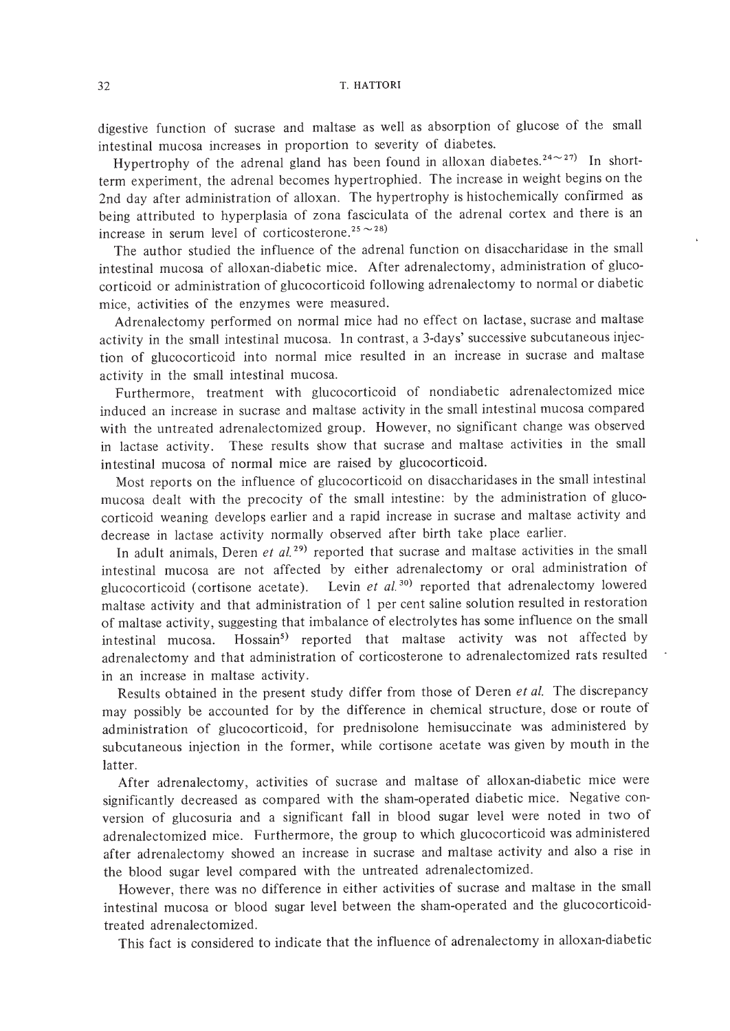digestive function of sucrase and maltase as well as absorption of glucose of the small intestinal mucosa increases in proportion to severity of diabetes.

Hypertrophy of the adrenal gland has been found in alloxan diabetes.[24~27] In short-term experiment, the adrenal becomes hypertrophied. The increase in weight begins on the 2nd day after administration of alloxan. The hypertrophy is histochemically confirmed as being attributed to hyperplasia of zona fasciculata of the adrenal cortex and there is an increase in serum level of corticosterone.[25~28]

The author studied the influence of the adrenal function on disaccharidase in the small intestinal mucosa of alloxan-diabetic mice. After adrenalectomy, administration of glucocorticoid or administration of glucocorticoid following adrenalectomy to normal or diabetic mice, activities of the enzymes were measured.

Adrenalectomy performed on normal mice had no effect on lactase, sucrase and maltase activity in the small intestinal mucosa. In contrast, a 3-days' successive subcutaneous injection of glucocorticoid into normal mice resulted in an increase in sucrase and maltase activity in the small intestinal mucosa.

Furthermore, treatment with glucocorticoid of nondiabetic adrenalectomized mice induced an increase in sucrase and maltase activity in the small intestinal mucosa compared with the untreated adrenalectomized group. However, no significant change was observed in lactase activity. These results show that sucrase and maltase activities in the small intestinal mucosa of normal mice are raised by glucocorticoid.

Most reports on the influence of glucocorticoid on disaccharidases in the small intestinal mucosa dealt with the precocity of the small intestine: by the administration of glucocorticoid weaning develops earlier and a rapid increase in sucrase and maltase activity and decrease in lactase activity normally observed after birth take place earlier.

In adult animals, Deren *et al.*[29] reported that sucrase and maltase activities in the small intestinal mucosa are not affected by either adrenalectomy or oral administration of glucocorticoid (cortisone acetate). Levin *et al.*[30] reported that adrenalectomy lowered maltase activity and that administration of 1 per cent saline solution resulted in restoration of maltase activity, suggesting that imbalance of electrolytes has some influence on the small intestinal mucosa. Hossain[5] reported that maltase activity was not affected by adrenalectomy and that administration of corticosterone to adrenalectomized rats resulted in an increase in maltase activity.

Results obtained in the present study differ from those of Deren *et al.* The discrepancy may possibly be accounted for by the difference in chemical structure, dose or route of administration of glucocorticoid, for prednisolone hemisuccinate was administered by subcutaneous injection in the former, while cortisone acetate was given by mouth in the latter.

After adrenalectomy, activities of sucrase and maltase of alloxan-diabetic mice were significantly decreased as compared with the sham-operated diabetic mice. Negative conversion of glucosuria and a significant fall in blood sugar level were noted in two of adrenalectomized mice. Furthermore, the group to which glucocorticoid was administered after adrenalectomy showed an increase in sucrase and maltase activity and also a rise in the blood sugar level compared with the untreated adrenalectomized.

However, there was no difference in either activities of sucrase and maltase in the small intestinal mucosa or blood sugar level between the sham-operated and the glucocorticoid-treated adrenalectomized.

This fact is considered to indicate that the influence of adrenalectomy in alloxan-diabetic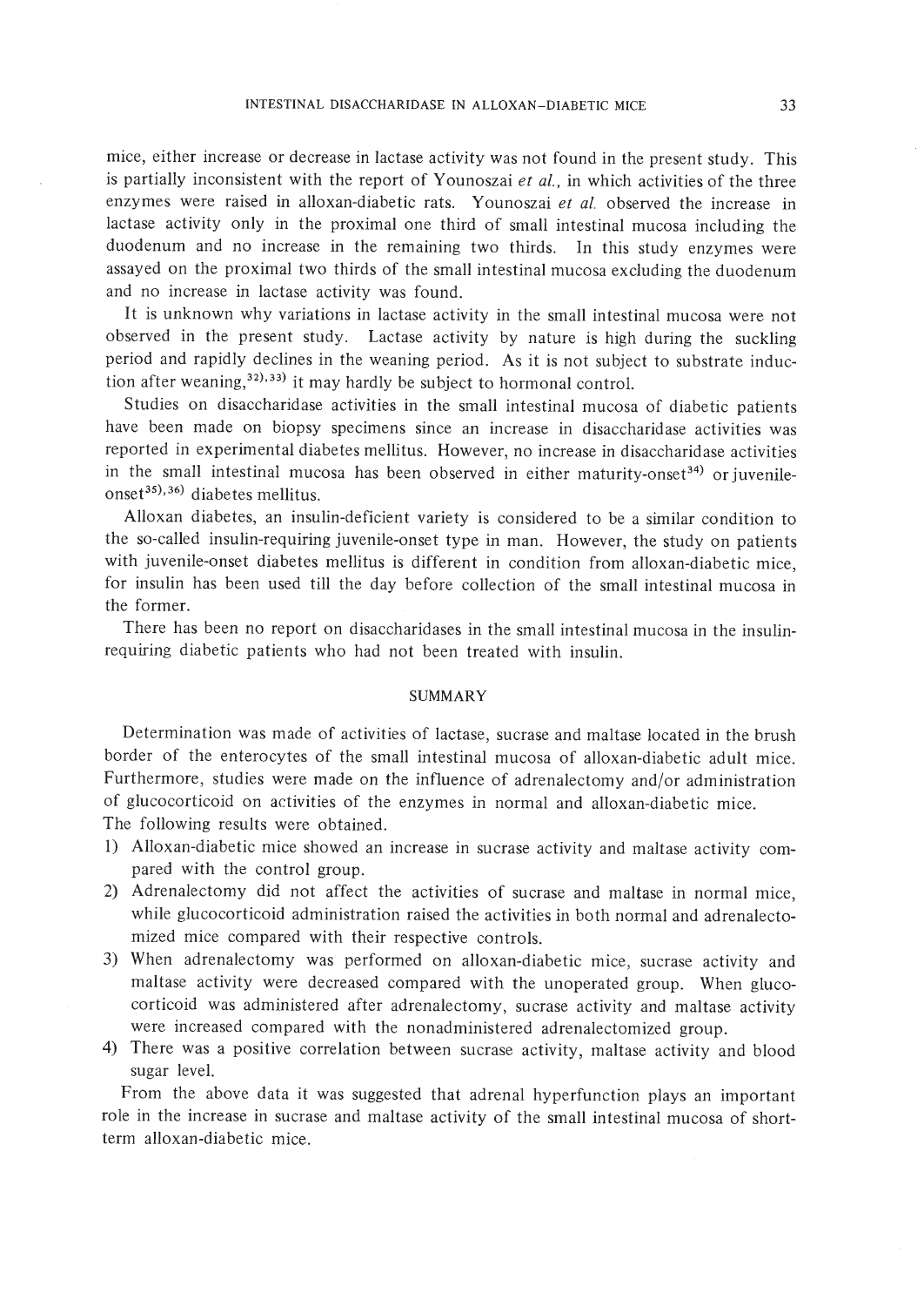mice, either increase or decrease in lactase activity was not found in the present study. This is partially inconsistent with the report of Younoszai *et al.*, in which activities of the three enzymes were raised in alloxan-diabetic rats. Younoszai *et al.* observed the increase in lactase activity only in the proximal one third of small intestinal mucosa including the duodenum and no increase in the remaining two thirds. In this study enzymes were assayed on the proximal two thirds of the small intestinal mucosa excluding the duodenum and no increase in lactase activity was found.

It is unknown why variations in lactase activity in the small intestinal mucosa were not observed in the present study. Lactase activity by nature is high during the suckling period and rapidly declines in the weaning period. As it is not subject to substrate induction after weaning,[32),33)] it may hardly be subject to hormonal control.

Studies on disaccharidase activities in the small intestinal mucosa of diabetic patients have been made on biopsy specimens since an increase in disaccharidase activities was reported in experimental diabetes mellitus. However, no increase in disaccharidase activities in the small intestinal mucosa has been observed in either maturity-onset[34)] or juvenile-onset[35),36)] diabetes mellitus.

Alloxan diabetes, an insulin-deficient variety is considered to be a similar condition to the so-called insulin-requiring juvenile-onset type in man. However, the study on patients with juvenile-onset diabetes mellitus is different in condition from alloxan-diabetic mice, for insulin has been used till the day before collection of the small intestinal mucosa in the former.

There has been no report on disaccharidases in the small intestinal mucosa in the insulin-requiring diabetic patients who had not been treated with insulin.

## SUMMARY

Determination was made of activities of lactase, sucrase and maltase located in the brush border of the enterocytes of the small intestinal mucosa of alloxan-diabetic adult mice. Furthermore, studies were made on the influence of adrenalectomy and/or administration of glucocorticoid on activities of the enzymes in normal and alloxan-diabetic mice.

The following results were obtained.

1) Alloxan-diabetic mice showed an increase in sucrase activity and maltase activity compared with the control group.
2) Adrenalectomy did not affect the activities of sucrase and maltase in normal mice, while glucocorticoid administration raised the activities in both normal and adrenalectomized mice compared with their respective controls.
3) When adrenalectomy was performed on alloxan-diabetic mice, sucrase activity and maltase activity were decreased compared with the unoperated group. When glucocorticoid was administered after adrenalectomy, sucrase activity and maltase activity were increased compared with the nonadministered adrenalectomized group.
4) There was a positive correlation between sucrase activity, maltase activity and blood sugar level.

From the above data it was suggested that adrenal hyperfunction plays an important role in the increase in sucrase and maltase activity of the small intestinal mucosa of short-term alloxan-diabetic mice.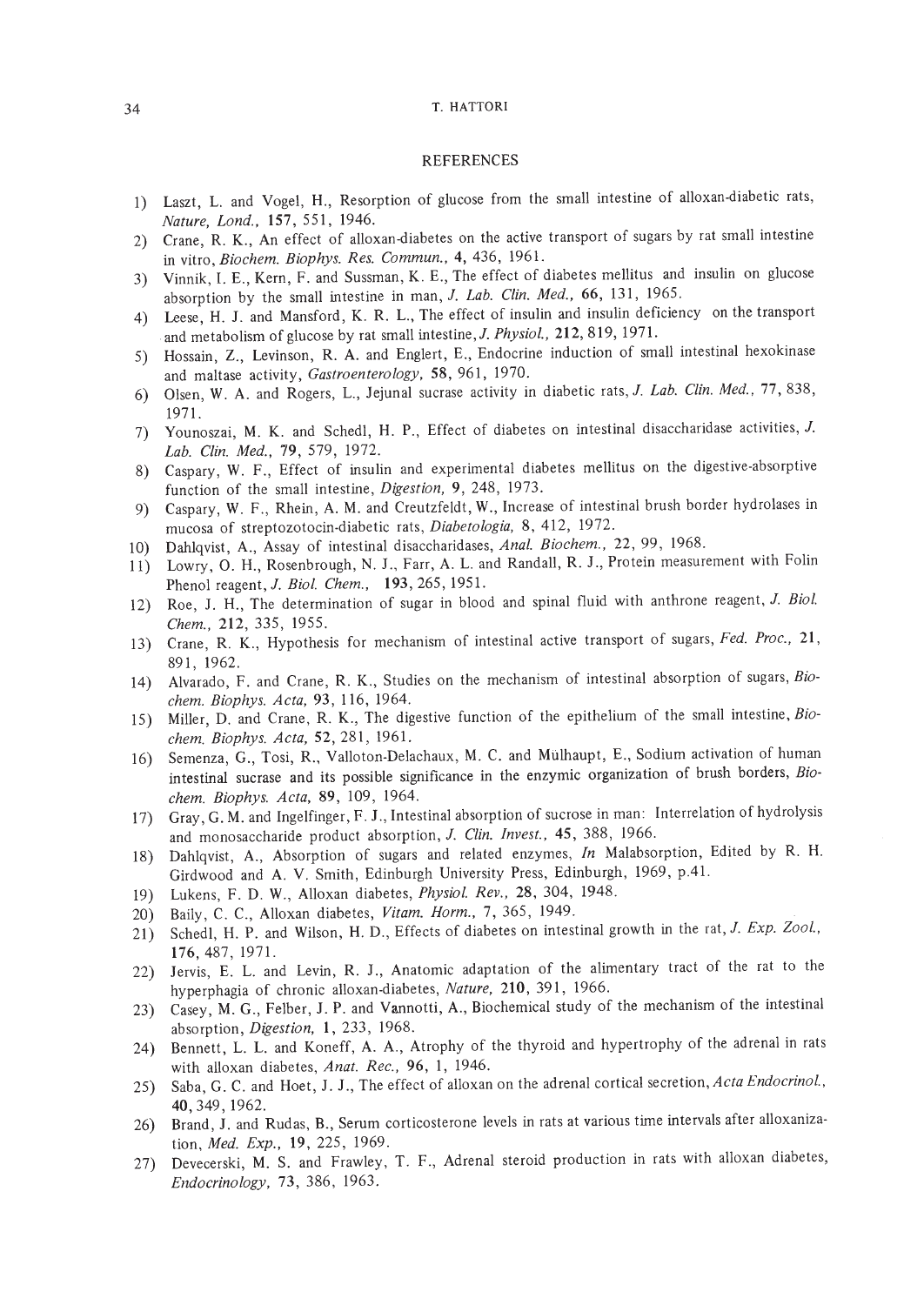## REFERENCES

1) Laszt, L. and Vogel, H., Resorption of glucose from the small intestine of alloxan-diabetic rats, *Nature, Lond.*, **157**, 551, 1946.
2) Crane, R. K., An effect of alloxan-diabetes on the active transport of sugars by rat small intestine in vitro, *Biochem. Biophys. Res. Commun.*, **4**, 436, 1961.
3) Vinnik, I. E., Kern, F. and Sussman, K. E., The effect of diabetes mellitus and insulin on glucose absorption by the small intestine in man, *J. Lab. Clin. Med.*, **66**, 131, 1965.
4) Leese, H. J. and Mansford, K. R. L., The effect of insulin and insulin deficiency on the transport and metabolism of glucose by rat small intestine, *J. Physiol.*, **212**, 819, 1971.
5) Hossain, Z., Levinson, R. A. and Englert, E., Endocrine induction of small intestinal hexokinase and maltase activity, *Gastroenterology*, **58**, 961, 1970.
6) Olsen, W. A. and Rogers, L., Jejunal sucrase activity in diabetic rats, *J. Lab. Clin. Med.*, **77**, 838, 1971.
7) Younoszai, M. K. and Schedl, H. P., Effect of diabetes on intestinal disaccharidase activities, *J. Lab. Clin. Med.*, **79**, 579, 1972.
8) Caspary, W. F., Effect of insulin and experimental diabetes mellitus on the digestive-absorptive function of the small intestine, *Digestion*, **9**, 248, 1973.
9) Caspary, W. F., Rhein, A. M. and Creutzfeldt, W., Increase of intestinal brush border hydrolases in mucosa of streptozotocin-diabetic rats, *Diabetologia*, **8**, 412, 1972.
10) Dahlqvist, A., Assay of intestinal disaccharidases, *Anal. Biochem.*, **22**, 99, 1968.
11) Lowry, O. H., Rosenbrough, N. J., Farr, A. L. and Randall, R. J., Protein measurement with Folin Phenol reagent, *J. Biol. Chem.*, **193**, 265, 1951.
12) Roe, J. H., The determination of sugar in blood and spinal fluid with anthrone reagent, *J. Biol. Chem.*, **212**, 335, 1955.
13) Crane, R. K., Hypothesis for mechanism of intestinal active transport of sugars, *Fed. Proc.*, **21**, 891, 1962.
14) Alvarado, F. and Crane, R. K., Studies on the mechanism of intestinal absorption of sugars, *Biochem. Biophys. Acta*, **93**, 116, 1964.
15) Miller, D. and Crane, R. K., The digestive function of the epithelium of the small intestine, *Biochem. Biophys. Acta*, **52**, 281, 1961.
16) Semenza, G., Tosi, R., Valloton-Delachaux, M. C. and Mülhaupt, E., Sodium activation of human intestinal sucrase and its possible significance in the enzymic organization of brush borders, *Biochem. Biophys. Acta*, **89**, 109, 1964.
17) Gray, G. M. and Ingelfinger, F. J., Intestinal absorption of sucrose in man: Interrelation of hydrolysis and monosaccharide product absorption, *J. Clin. Invest.*, **45**, 388, 1966.
18) Dahlqvist, A., Absorption of sugars and related enzymes, *In* Malabsorption, Edited by R. H. Girdwood and A. V. Smith, Edinburgh University Press, Edinburgh, 1969, p.41.
19) Lukens, F. D. W., Alloxan diabetes, *Physiol. Rev.*, **28**, 304, 1948.
20) Baily, C. C., Alloxan diabetes, *Vitam. Horm.*, **7**, 365, 1949.
21) Schedl, H. P. and Wilson, H. D., Effects of diabetes on intestinal growth in the rat, *J. Exp. Zool.*, **176**, 487, 1971.
22) Jervis, E. L. and Levin, R. J., Anatomic adaptation of the alimentary tract of the rat to the hyperphagia of chronic alloxan-diabetes, *Nature*, **210**, 391, 1966.
23) Casey, M. G., Felber, J. P. and Vannotti, A., Biochemical study of the mechanism of the intestinal absorption, *Digestion*, **1**, 233, 1968.
24) Bennett, L. L. and Koneff, A. A., Atrophy of the thyroid and hypertrophy of the adrenal in rats with alloxan diabetes, *Anat. Rec.*, **96**, 1, 1946.
25) Saba, G. C. and Hoet, J. J., The effect of alloxan on the adrenal cortical secretion, *Acta Endocrinol.*, **40**, 349, 1962.
26) Brand, J. and Rudas, B., Serum corticosterone levels in rats at various time intervals after alloxanization, *Med. Exp.*, **19**, 225, 1969.
27) Devecerski, M. S. and Frawley, T. F., Adrenal steroid production in rats with alloxan diabetes, *Endocrinology*, **73**, 386, 1963.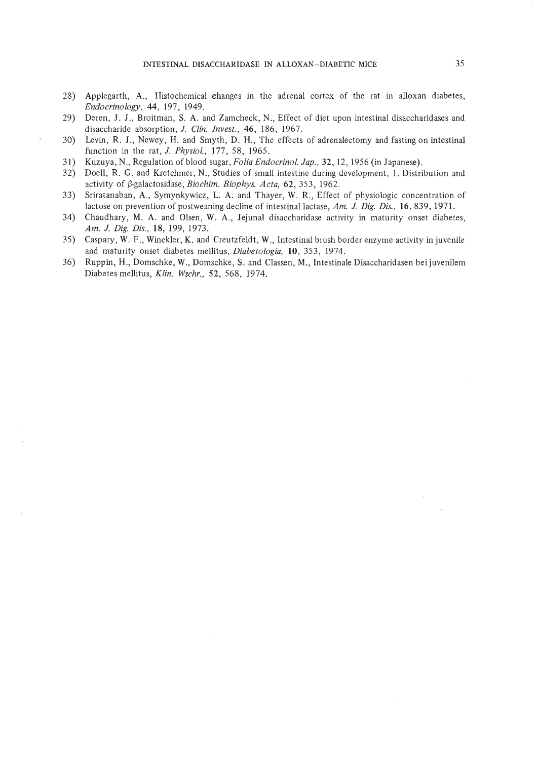28) Applegarth, A., Histochemical changes in the adrenal cortex of the rat in alloxan diabetes, *Endocrinology,* **44**, 197, 1949.
29) Deren, J. J., Broitman, S. A. and Zamcheck, N., Effect of diet upon intestinal disaccharidases and disaccharide absorption, *J. Clin. Invest.,* **46**, 186, 1967.
30) Levin, R. J., Newey, H. and Smyth, D. H., The effects of adrenalectomy and fasting on intestinal function in the rat, *J. Physiol.,* **177**, 58, 1965.
31) Kuzuya, N., Regulation of blood sugar, *Folia Endocrinol. Jap.,* **32**, 12, 1956 (in Japanese).
32) Doell, R. G. and Kretchmer, N., Studies of small intestine during development, 1. Distribution and activity of β-galactosidase, *Biochim. Biophys. Acta,* **62**, 353, 1962.
33) Sriratanaban, A., Symynkywicz, L. A. and Thayer, W. R., Effect of physiologic concentration of lactose on prevention of postweaning decline of intestinal lactase, *Am. J. Dig. Dis.,* **16**, 839, 1971.
34) Chaudhary, M. A. and Olsen, W. A., Jejunal disaccharidase activity in maturity onset diabetes, *Am. J. Dig. Dis.,* **18**, 199, 1973.
35) Caspary, W. F., Winckler, K. and Creutzfeldt, W., Intestinal brush border enzyme activity in juvenile and maturity onset diabetes mellitus, *Diabetologia,* **10**, 353, 1974.
36) Ruppin, H., Domschke, W., Domschke, S. and Classen, M., Intestinale Disaccharidasen bei juvenilem Diabetes mellitus, *Klin. Wschr.,* **52**, 568, 1974.